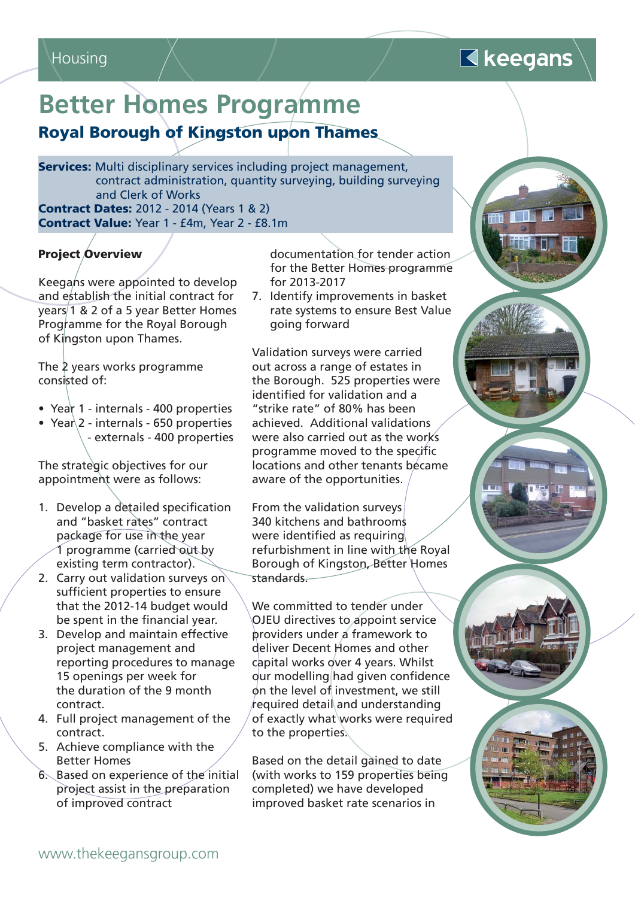Housing

keegans

# Better Homes Programme

## Royal Borough of Kingston upon Thames

**Services:** Multi disciplinary services including project management, contract administration, quantity surveying, building surveying and Clerk of Works
**Contract Dates:** 2012 - 2014 (Years 1 & 2)
**Contract Value:** Year 1 - £4m, Year 2 - £8.1m

### Project Overview

Keegans were appointed to develop and establish the initial contract for years 1 & 2 of a 5 year Better Homes Programme for the Royal Borough of Kingston upon Thames.

The 2 years works programme consisted of:

- Year 1 - internals - 400 properties
- Year 2 - internals - 650 properties
  - externals - 400 properties

The strategic objectives for our appointment were as follows:

1. Develop a detailed specification and "basket rates" contract package for use in the year 1 programme (carried out by existing term contractor).
2. Carry out validation surveys on sufficient properties to ensure that the 2012-14 budget would be spent in the financial year.
3. Develop and maintain effective project management and reporting procedures to manage 15 openings per week for the duration of the 9 month contract.
4. Full project management of the contract.
5. Achieve compliance with the Better Homes
6. Based on experience of the initial project assist in the preparation of improved contract documentation for tender action for the Better Homes programme for 2013-2017
7. Identify improvements in basket rate systems to ensure Best Value going forward

Validation surveys were carried out across a range of estates in the Borough. 525 properties were identified for validation and a "strike rate" of 80% has been achieved. Additional validations were also carried out as the works programme moved to the specific locations and other tenants became aware of the opportunities.

From the validation surveys 340 kitchens and bathrooms were identified as requiring refurbishment in line with the Royal Borough of Kingston, Better Homes standards.

We committed to tender under OJEU directives to appoint service providers under a framework to deliver Decent Homes and other capital works over 4 years. Whilst our modelling had given confidence on the level of investment, we still required detail and understanding of exactly what works were required to the properties.

Based on the detail gained to date (with works to 159 properties being completed) we have developed improved basket rate scenarios in

www.thekeegansgroup.com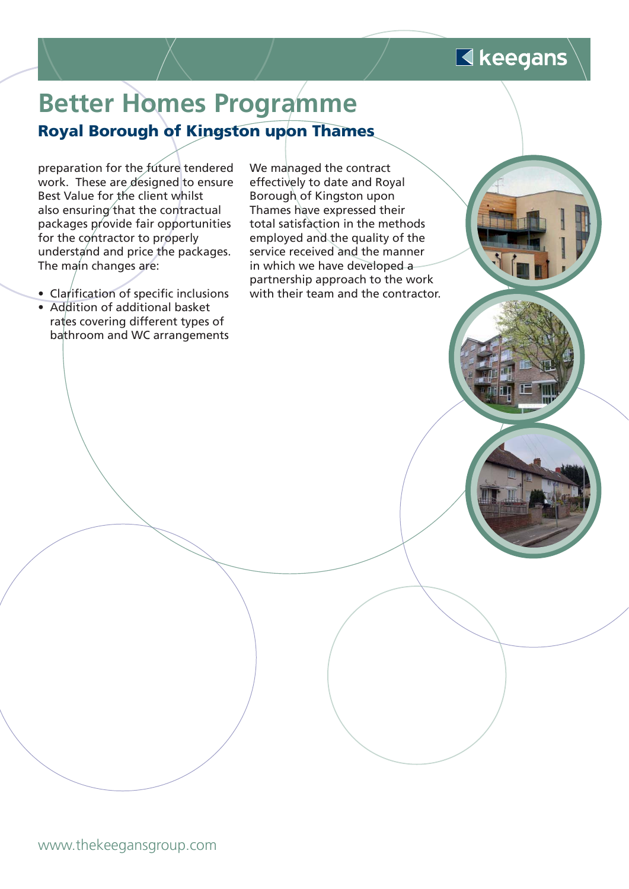# Better Homes Programme

## Royal Borough of Kingston upon Thames

preparation for the future tendered work. These are designed to ensure Best Value for the client whilst also ensuring that the contractual packages provide fair opportunities for the contractor to properly understand and price the packages. The main changes are:

- Clarification of specific inclusions
- Addition of additional basket rates covering different types of bathroom and WC arrangements

We managed the contract effectively to date and Royal Borough of Kingston upon Thames have expressed their total satisfaction in the methods employed and the quality of the service received and the manner in which we have developed a partnership approach to the work with their team and the contractor.